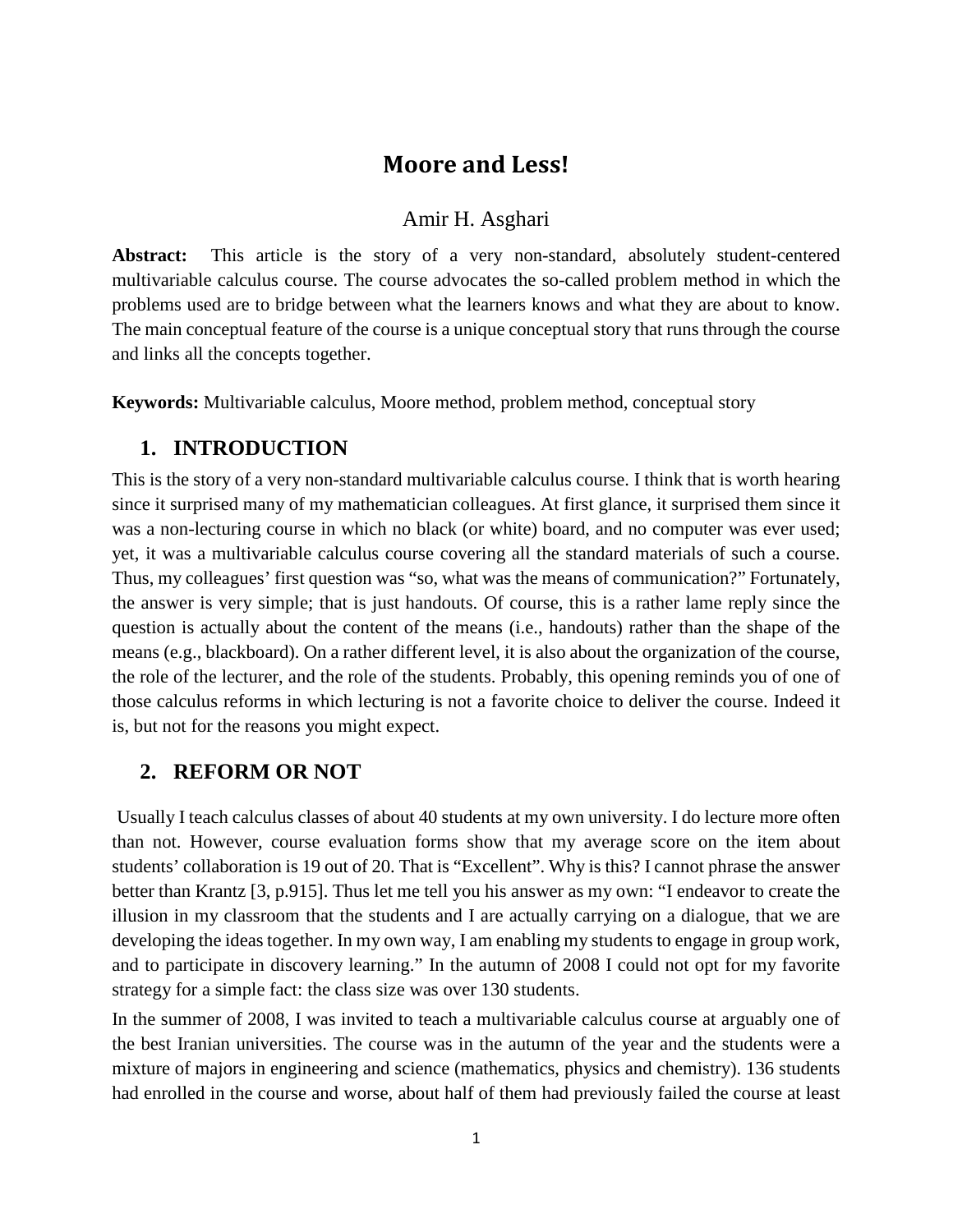# Moore and Less!

Amir H. Asghari

**Abstract:** This article is the story of a very non-standard, absolutely student-centered multivariable calculus course. The course advocates the so-called problem method in which the problems used are to bridge between what the learners knows and what they are about to know. The main conceptual feature of the course is a unique conceptual story that runs through the course and links all the concepts together.

**Keywords:** Multivariable calculus, Moore method, problem method, conceptual story

## 1. INTRODUCTION

This is the story of a very non-standard multivariable calculus course. I think that is worth hearing since it surprised many of my mathematician colleagues. At first glance, it surprised them since it was a non-lecturing course in which no black (or white) board, and no computer was ever used; yet, it was a multivariable calculus course covering all the standard materials of such a course. Thus, my colleagues' first question was "so, what was the means of communication?" Fortunately, the answer is very simple; that is just handouts. Of course, this is a rather lame reply since the question is actually about the content of the means (i.e., handouts) rather than the shape of the means (e.g., blackboard). On a rather different level, it is also about the organization of the course, the role of the lecturer, and the role of the students. Probably, this opening reminds you of one of those calculus reforms in which lecturing is not a favorite choice to deliver the course. Indeed it is, but not for the reasons you might expect.

## 2. REFORM OR NOT

Usually I teach calculus classes of about 40 students at my own university. I do lecture more often than not. However, course evaluation forms show that my average score on the item about students' collaboration is 19 out of 20. That is "Excellent". Why is this? I cannot phrase the answer better than Krantz [3, p.915]. Thus let me tell you his answer as my own: "I endeavor to create the illusion in my classroom that the students and I are actually carrying on a dialogue, that we are developing the ideas together. In my own way, I am enabling my students to engage in group work, and to participate in discovery learning." In the autumn of 2008 I could not opt for my favorite strategy for a simple fact: the class size was over 130 students.

In the summer of 2008, I was invited to teach a multivariable calculus course at arguably one of the best Iranian universities. The course was in the autumn of the year and the students were a mixture of majors in engineering and science (mathematics, physics and chemistry). 136 students had enrolled in the course and worse, about half of them had previously failed the course at least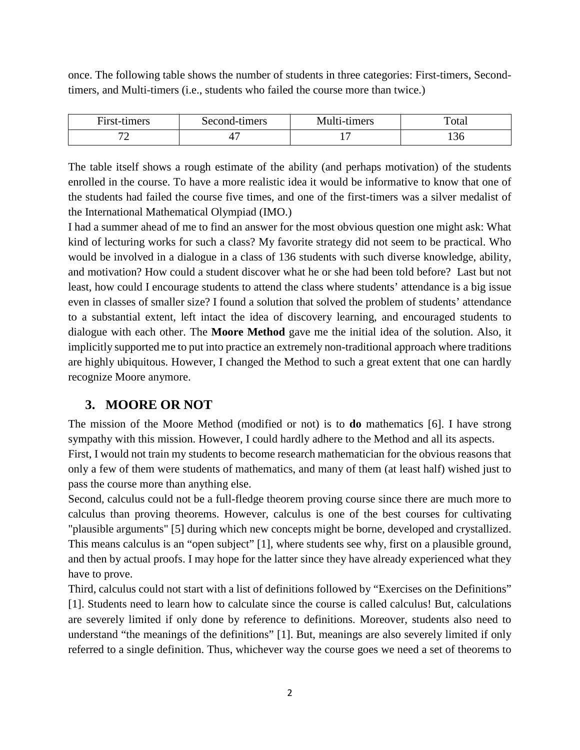once. The following table shows the number of students in three categories: First-timers, Second-timers, and Multi-timers (i.e., students who failed the course more than twice.)

| First-timers | Second-timers | Multi-timers | Total |
| --- | --- | --- | --- |
| 72 | 47 | 17 | 136 |

The table itself shows a rough estimate of the ability (and perhaps motivation) of the students enrolled in the course. To have a more realistic idea it would be informative to know that one of the students had failed the course five times, and one of the first-timers was a silver medalist of the International Mathematical Olympiad (IMO.)

I had a summer ahead of me to find an answer for the most obvious question one might ask: What kind of lecturing works for such a class? My favorite strategy did not seem to be practical. Who would be involved in a dialogue in a class of 136 students with such diverse knowledge, ability, and motivation? How could a student discover what he or she had been told before? Last but not least, how could I encourage students to attend the class where students' attendance is a big issue even in classes of smaller size? I found a solution that solved the problem of students' attendance to a substantial extent, left intact the idea of discovery learning, and encouraged students to dialogue with each other. The **Moore Method** gave me the initial idea of the solution. Also, it implicitly supported me to put into practice an extremely non-traditional approach where traditions are highly ubiquitous. However, I changed the Method to such a great extent that one can hardly recognize Moore anymore.

## 3. MOORE OR NOT

The mission of the Moore Method (modified or not) is to **do** mathematics [6]. I have strong sympathy with this mission. However, I could hardly adhere to the Method and all its aspects.

First, I would not train my students to become research mathematician for the obvious reasons that only a few of them were students of mathematics, and many of them (at least half) wished just to pass the course more than anything else.

Second, calculus could not be a full-fledge theorem proving course since there are much more to calculus than proving theorems. However, calculus is one of the best courses for cultivating "plausible arguments" [5] during which new concepts might be borne, developed and crystallized. This means calculus is an "open subject" [1], where students see why, first on a plausible ground, and then by actual proofs. I may hope for the latter since they have already experienced what they have to prove.

Third, calculus could not start with a list of definitions followed by "Exercises on the Definitions" [1]. Students need to learn how to calculate since the course is called calculus! But, calculations are severely limited if only done by reference to definitions. Moreover, students also need to understand "the meanings of the definitions" [1]. But, meanings are also severely limited if only referred to a single definition. Thus, whichever way the course goes we need a set of theorems to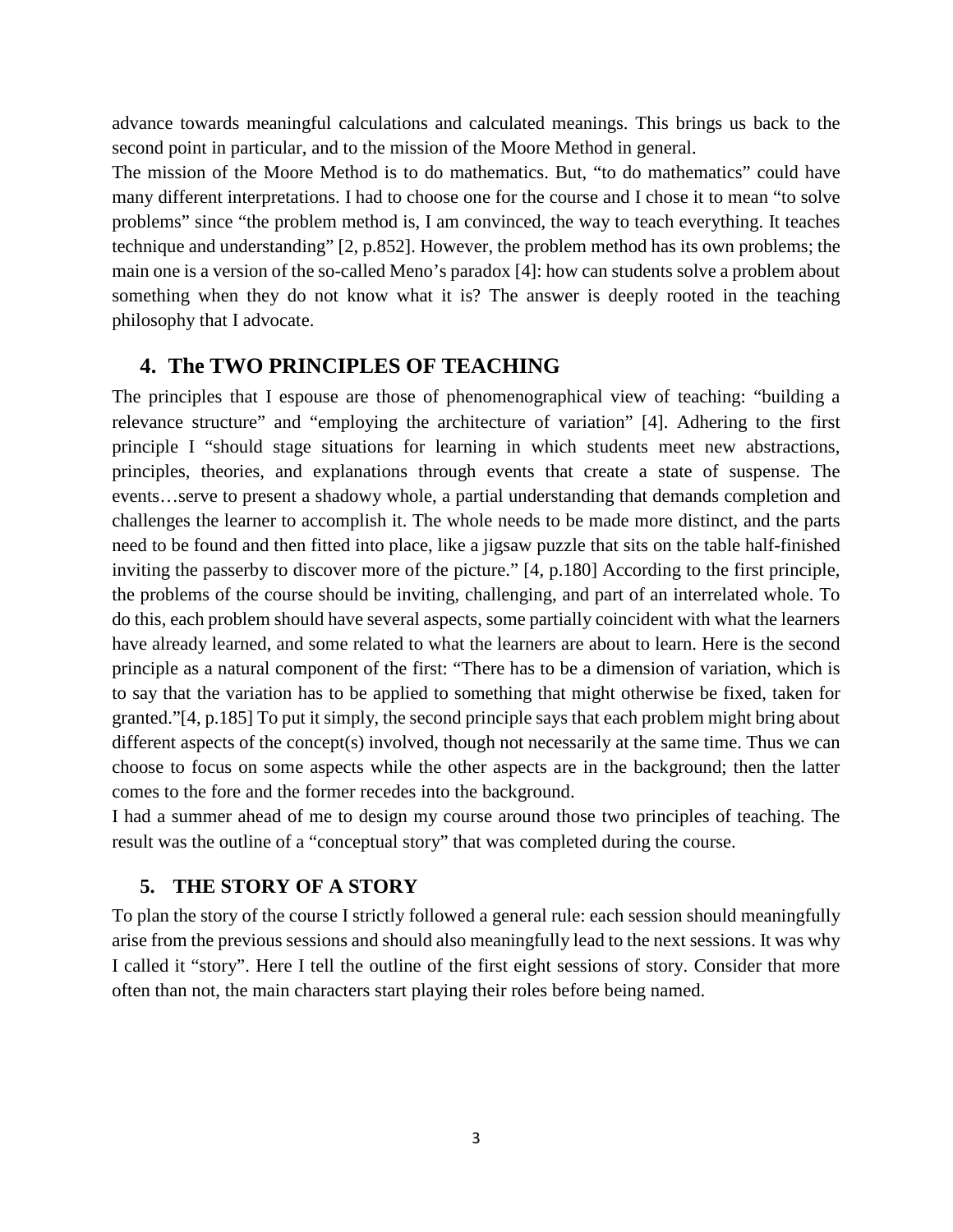advance towards meaningful calculations and calculated meanings. This brings us back to the second point in particular, and to the mission of the Moore Method in general.

The mission of the Moore Method is to do mathematics. But, "to do mathematics" could have many different interpretations. I had to choose one for the course and I chose it to mean "to solve problems" since "the problem method is, I am convinced, the way to teach everything. It teaches technique and understanding" [2, p.852]. However, the problem method has its own problems; the main one is a version of the so-called Meno's paradox [4]: how can students solve a problem about something when they do not know what it is? The answer is deeply rooted in the teaching philosophy that I advocate.

## 4. The TWO PRINCIPLES OF TEACHING

The principles that I espouse are those of phenomenographical view of teaching: "building a relevance structure" and "employing the architecture of variation" [4]. Adhering to the first principle I "should stage situations for learning in which students meet new abstractions, principles, theories, and explanations through events that create a state of suspense. The events…serve to present a shadowy whole, a partial understanding that demands completion and challenges the learner to accomplish it. The whole needs to be made more distinct, and the parts need to be found and then fitted into place, like a jigsaw puzzle that sits on the table half-finished inviting the passerby to discover more of the picture." [4, p.180] According to the first principle, the problems of the course should be inviting, challenging, and part of an interrelated whole. To do this, each problem should have several aspects, some partially coincident with what the learners have already learned, and some related to what the learners are about to learn. Here is the second principle as a natural component of the first: "There has to be a dimension of variation, which is to say that the variation has to be applied to something that might otherwise be fixed, taken for granted."[4, p.185] To put it simply, the second principle says that each problem might bring about different aspects of the concept(s) involved, though not necessarily at the same time. Thus we can choose to focus on some aspects while the other aspects are in the background; then the latter comes to the fore and the former recedes into the background.

I had a summer ahead of me to design my course around those two principles of teaching. The result was the outline of a "conceptual story" that was completed during the course.

## 5. THE STORY OF A STORY

To plan the story of the course I strictly followed a general rule: each session should meaningfully arise from the previous sessions and should also meaningfully lead to the next sessions. It was why I called it "story". Here I tell the outline of the first eight sessions of story. Consider that more often than not, the main characters start playing their roles before being named.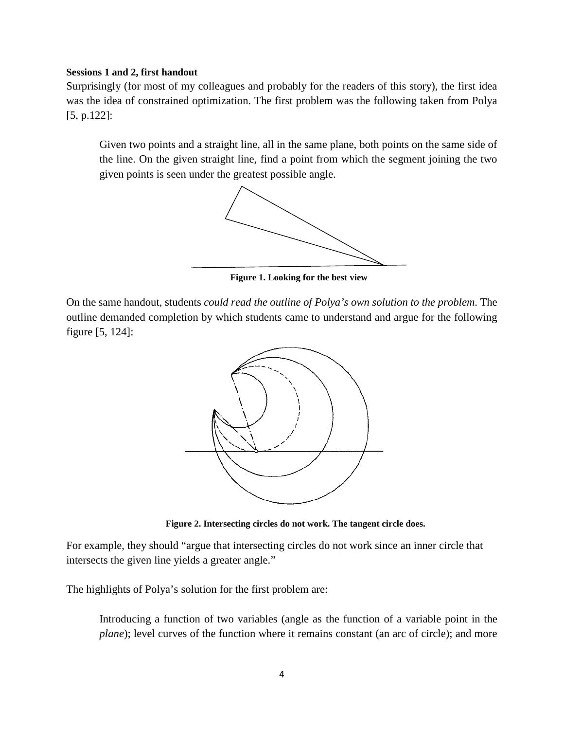**Sessions 1 and 2, first handout**

Surprisingly (for most of my colleagues and probably for the readers of this story), the first idea was the idea of constrained optimization. The first problem was the following taken from Polya [5, p.122]:

> Given two points and a straight line, all in the same plane, both points on the same side of the line. On the given straight line, find a point from which the segment joining the two given points is seen under the greatest possible angle.

**Figure 1. Looking for the best view**

On the same handout, students *could read the outline of Polya's own solution to the problem*. The outline demanded completion by which students came to understand and argue for the following figure [5, 124]:

**Figure 2. Intersecting circles do not work. The tangent circle does.**

For example, they should "argue that intersecting circles do not work since an inner circle that intersects the given line yields a greater angle."

The highlights of Polya's solution for the first problem are:

> Introducing a function of two variables (angle as the function of a variable point in the *plane*); level curves of the function where it remains constant (an arc of circle); and more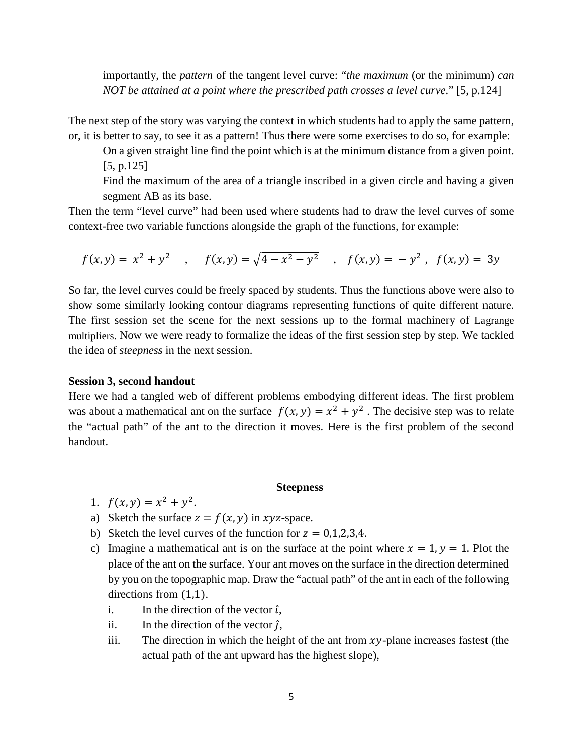importantly, the *pattern* of the tangent level curve: "*the maximum* (or the minimum) *can NOT be attained at a point where the prescribed path crosses a level curve*." [5, p.124]

The next step of the story was varying the context in which students had to apply the same pattern, or, it is better to say, to see it as a pattern! Thus there were some exercises to do so, for example:

> On a given straight line find the point which is at the minimum distance from a given point. [5, p.125]
>
> Find the maximum of the area of a triangle inscribed in a given circle and having a given segment AB as its base.

Then the term "level curve" had been used where students had to draw the level curves of some context-free two variable functions alongside the graph of the functions, for example:

$$f(x,y) = x^2 + y^2 \quad , \quad f(x,y) = \sqrt{4 - x^2 - y^2} \quad , \quad f(x,y) = -y^2 \ , \ f(x,y) = 3y$$

So far, the level curves could be freely spaced by students. Thus the functions above were also to show some similarly looking contour diagrams representing functions of quite different nature. The first session set the scene for the next sessions up to the formal machinery of Lagrange multipliers. Now we were ready to formalize the ideas of the first session step by step. We tackled the idea of *steepness* in the next session.

**Session 3, second handout**

Here we had a tangled web of different problems embodying different ideas. The first problem was about a mathematical ant on the surface $f(x,y) = x^2 + y^2$ . The decisive step was to relate the "actual path" of the ant to the direction it moves. Here is the first problem of the second handout.

**Steepness**

1. $f(x,y) = x^2 + y^2$.

a) Sketch the surface $z = f(x,y)$ in $xyz$-space.

b) Sketch the level curves of the function for $z = 0,1,2,3,4$.

c) Imagine a mathematical ant is on the surface at the point where $x = 1, y = 1$. Plot the place of the ant on the surface. Your ant moves on the surface in the direction determined by you on the topographic map. Draw the "actual path" of the ant in each of the following directions from $(1,1)$.

   i. In the direction of the vector $\hat{\imath}$,

   ii. In the direction of the vector $\hat{\jmath}$,

   iii. The direction in which the height of the ant from $xy$-plane increases fastest (the actual path of the ant upward has the highest slope),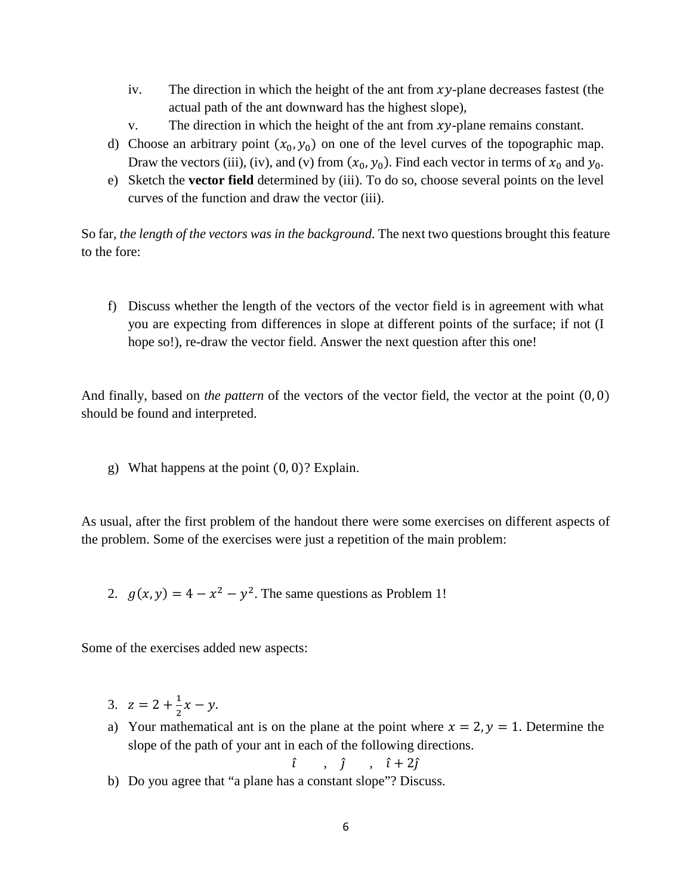iv. The direction in which the height of the ant from $xy$-plane decreases fastest (the actual path of the ant downward has the highest slope),

v. The direction in which the height of the ant from $xy$-plane remains constant.

d) Choose an arbitrary point $(x_0, y_0)$ on one of the level curves of the topographic map. Draw the vectors (iii), (iv), and (v) from $(x_0, y_0)$. Find each vector in terms of $x_0$ and $y_0$.

e) Sketch the **vector field** determined by (iii). To do so, choose several points on the level curves of the function and draw the vector (iii).

So far, *the length of the vectors was in the background*. The next two questions brought this feature to the fore:

f) Discuss whether the length of the vectors of the vector field is in agreement with what you are expecting from differences in slope at different points of the surface; if not (I hope so!), re-draw the vector field. Answer the next question after this one!

And finally, based on *the pattern* of the vectors of the vector field, the vector at the point $(0, 0)$ should be found and interpreted.

g) What happens at the point $(0, 0)$? Explain.

As usual, after the first problem of the handout there were some exercises on different aspects of the problem. Some of the exercises were just a repetition of the main problem:

2. $g(x, y) = 4 - x^2 - y^2$. The same questions as Problem 1!

Some of the exercises added new aspects:

3. $z = 2 + \frac{1}{2}x - y$.

a) Your mathematical ant is on the plane at the point where $x = 2, y = 1$. Determine the slope of the path of your ant in each of the following directions.

$$\hat{\imath} \quad , \quad \hat{\jmath} \quad , \quad \hat{\imath} + 2\hat{\jmath}$$

b) Do you agree that "a plane has a constant slope"? Discuss.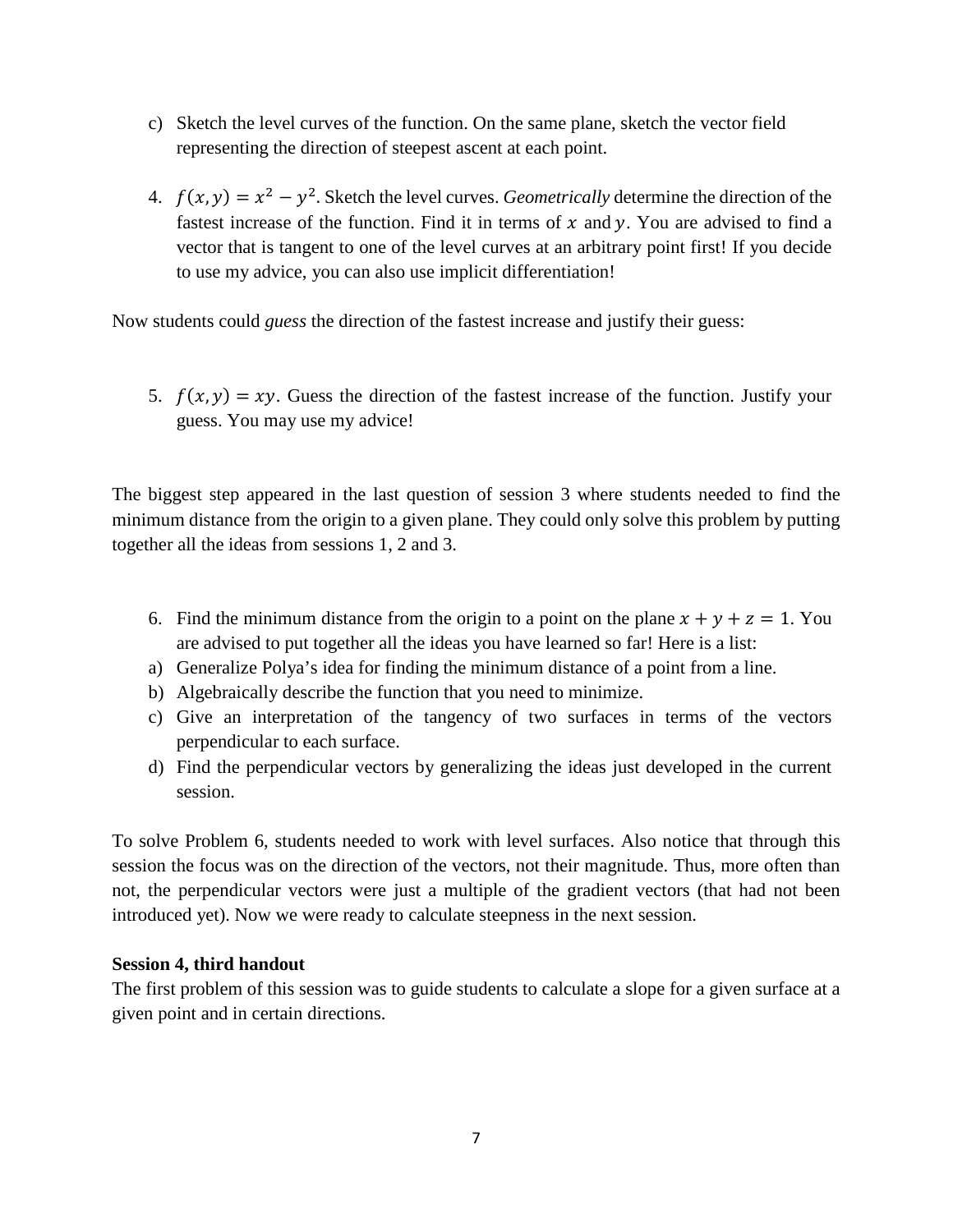c) Sketch the level curves of the function. On the same plane, sketch the vector field representing the direction of steepest ascent at each point.

4. $f(x, y) = x^2 - y^2$. Sketch the level curves. *Geometrically* determine the direction of the fastest increase of the function. Find it in terms of $x$ and $y$. You are advised to find a vector that is tangent to one of the level curves at an arbitrary point first! If you decide to use my advice, you can also use implicit differentiation!

Now students could *guess* the direction of the fastest increase and justify their guess:

5. $f(x, y) = xy$. Guess the direction of the fastest increase of the function. Justify your guess. You may use my advice!

The biggest step appeared in the last question of session 3 where students needed to find the minimum distance from the origin to a given plane. They could only solve this problem by putting together all the ideas from sessions 1, 2 and 3.

6. Find the minimum distance from the origin to a point on the plane $x + y + z = 1$. You are advised to put together all the ideas you have learned so far! Here is a list:

a) Generalize Polya's idea for finding the minimum distance of a point from a line.
b) Algebraically describe the function that you need to minimize.
c) Give an interpretation of the tangency of two surfaces in terms of the vectors perpendicular to each surface.
d) Find the perpendicular vectors by generalizing the ideas just developed in the current session.

To solve Problem 6, students needed to work with level surfaces. Also notice that through this session the focus was on the direction of the vectors, not their magnitude. Thus, more often than not, the perpendicular vectors were just a multiple of the gradient vectors (that had not been introduced yet). Now we were ready to calculate steepness in the next session.

**Session 4, third handout**

The first problem of this session was to guide students to calculate a slope for a given surface at a given point and in certain directions.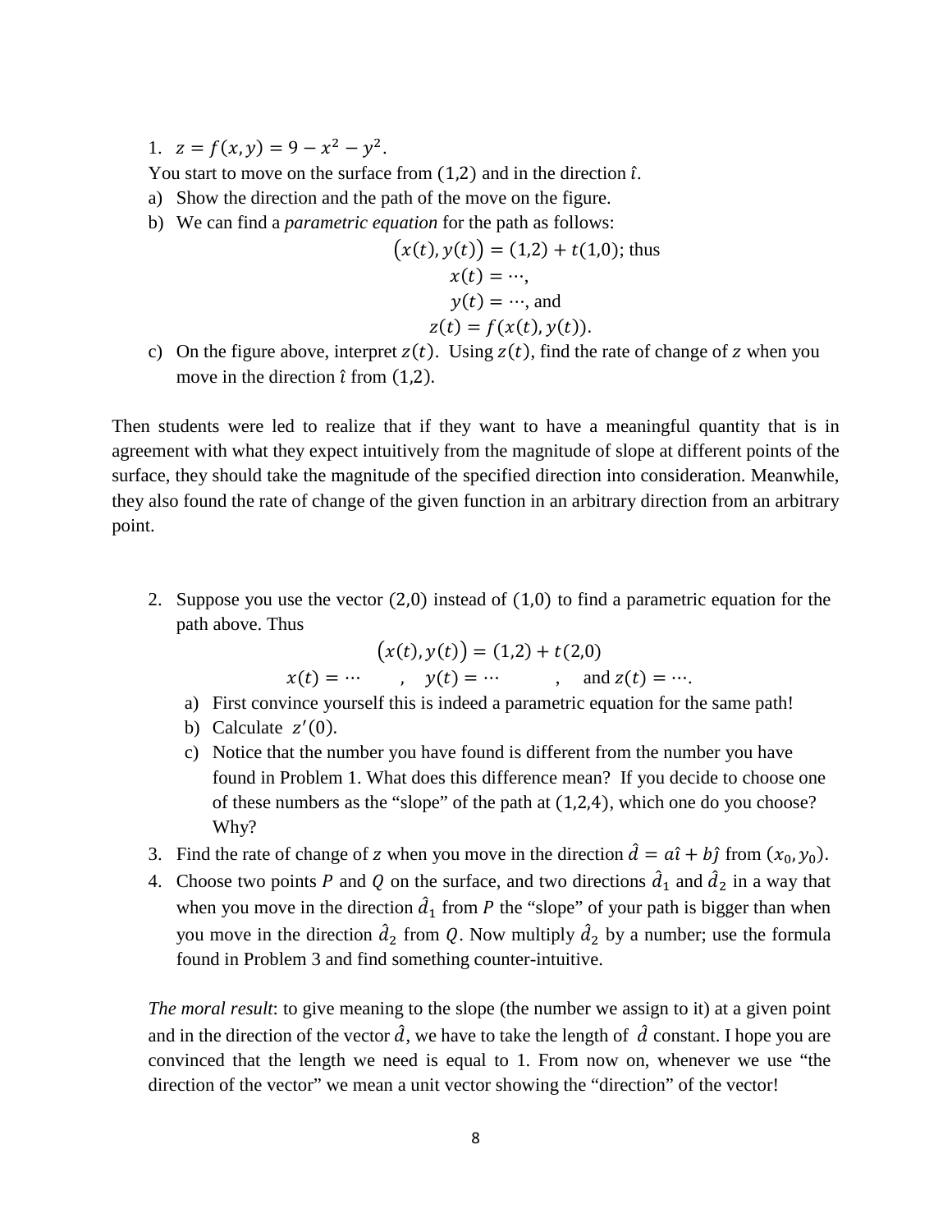1. $z = f(x, y) = 9 - x^2 - y^2$.

   You start to move on the surface from $(1,2)$ and in the direction $\hat{\imath}$.

   a) Show the direction and the path of the move on the figure.

   b) We can find a *parametric equation* for the path as follows:

   $$\big(x(t), y(t)\big) = (1,2) + t(1,0);\ \text{thus}$$
   $$x(t) = \cdots,$$
   $$y(t) = \cdots,\ \text{and}$$
   $$z(t) = f(x(t), y(t)).$$

   c) On the figure above, interpret $z(t)$. Using $z(t)$, find the rate of change of $z$ when you move in the direction $\hat{\imath}$ from $(1,2)$.

Then students were led to realize that if they want to have a meaningful quantity that is in agreement with what they expect intuitively from the magnitude of slope at different points of the surface, they should take the magnitude of the specified direction into consideration. Meanwhile, they also found the rate of change of the given function in an arbitrary direction from an arbitrary point.

2. Suppose you use the vector $(2,0)$ instead of $(1,0)$ to find a parametric equation for the path above. Thus

   $$\big(x(t), y(t)\big) = (1,2) + t(2,0)$$
   $$x(t) = \cdots \quad , \quad y(t) = \cdots \quad , \quad \text{and } z(t) = \cdots.$$

   a) First convince yourself this is indeed a parametric equation for the same path!

   b) Calculate $z'(0)$.

   c) Notice that the number you have found is different from the number you have found in Problem 1. What does this difference mean? If you decide to choose one of these numbers as the "slope" of the path at $(1,2,4)$, which one do you choose? Why?

3. Find the rate of change of $z$ when you move in the direction $\hat{d} = a\hat{\imath} + b\hat{\jmath}$ from $(x_0, y_0)$.

4. Choose two points $P$ and $Q$ on the surface, and two directions $\hat{d}_1$ and $\hat{d}_2$ in a way that when you move in the direction $\hat{d}_1$ from $P$ the "slope" of your path is bigger than when you move in the direction $\hat{d}_2$ from $Q$. Now multiply $\hat{d}_2$ by a number; use the formula found in Problem 3 and find something counter-intuitive.

*The moral result*: to give meaning to the slope (the number we assign to it) at a given point and in the direction of the vector $\hat{d}$, we have to take the length of $\hat{d}$ constant. I hope you are convinced that the length we need is equal to 1. From now on, whenever we use "the direction of the vector" we mean a unit vector showing the "direction" of the vector!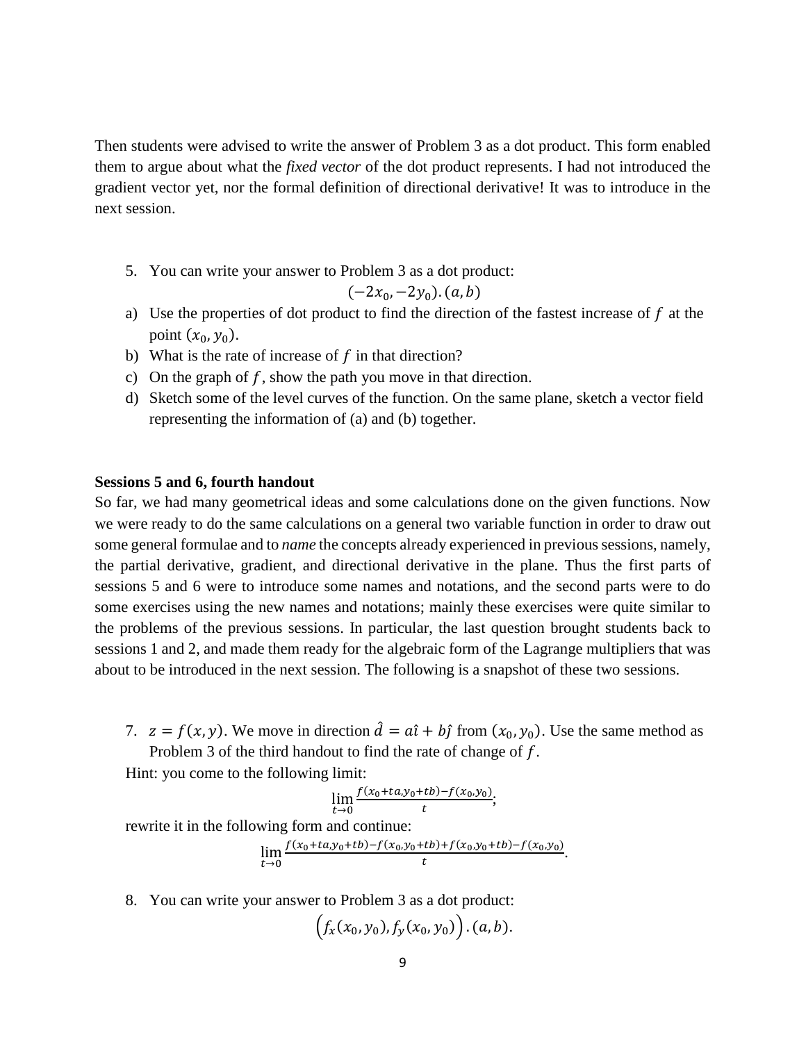Then students were advised to write the answer of Problem 3 as a dot product. This form enabled them to argue about what the *fixed vector* of the dot product represents. I had not introduced the gradient vector yet, nor the formal definition of directional derivative! It was to introduce in the next session.

5. You can write your answer to Problem 3 as a dot product:

$$(-2x_0, -2y_0).(a, b)$$

a) Use the properties of dot product to find the direction of the fastest increase of $f$ at the point $(x_0, y_0)$.
b) What is the rate of increase of $f$ in that direction?
c) On the graph of $f$, show the path you move in that direction.
d) Sketch some of the level curves of the function. On the same plane, sketch a vector field representing the information of (a) and (b) together.

**Sessions 5 and 6, fourth handout**

So far, we had many geometrical ideas and some calculations done on the given functions. Now we were ready to do the same calculations on a general two variable function in order to draw out some general formulae and to *name* the concepts already experienced in previous sessions, namely, the partial derivative, gradient, and directional derivative in the plane. Thus the first parts of sessions 5 and 6 were to introduce some names and notations, and the second parts were to do some exercises using the new names and notations; mainly these exercises were quite similar to the problems of the previous sessions. In particular, the last question brought students back to sessions 1 and 2, and made them ready for the algebraic form of the Lagrange multipliers that was about to be introduced in the next session. The following is a snapshot of these two sessions.

7. $z = f(x, y)$. We move in direction $\hat{d} = a\hat{\imath} + b\hat{\jmath}$ from $(x_0, y_0)$. Use the same method as Problem 3 of the third handout to find the rate of change of $f$.

Hint: you come to the following limit:

$$\lim_{t \to 0} \frac{f(x_0 + ta, y_0 + tb) - f(x_0, y_0)}{t};$$

rewrite it in the following form and continue:

$$\lim_{t \to 0} \frac{f(x_0 + ta, y_0 + tb) - f(x_0, y_0 + tb) + f(x_0, y_0 + tb) - f(x_0, y_0)}{t}.$$

8. You can write your answer to Problem 3 as a dot product:

$$\left(f_x(x_0, y_0), f_y(x_0, y_0)\right).(a, b).$$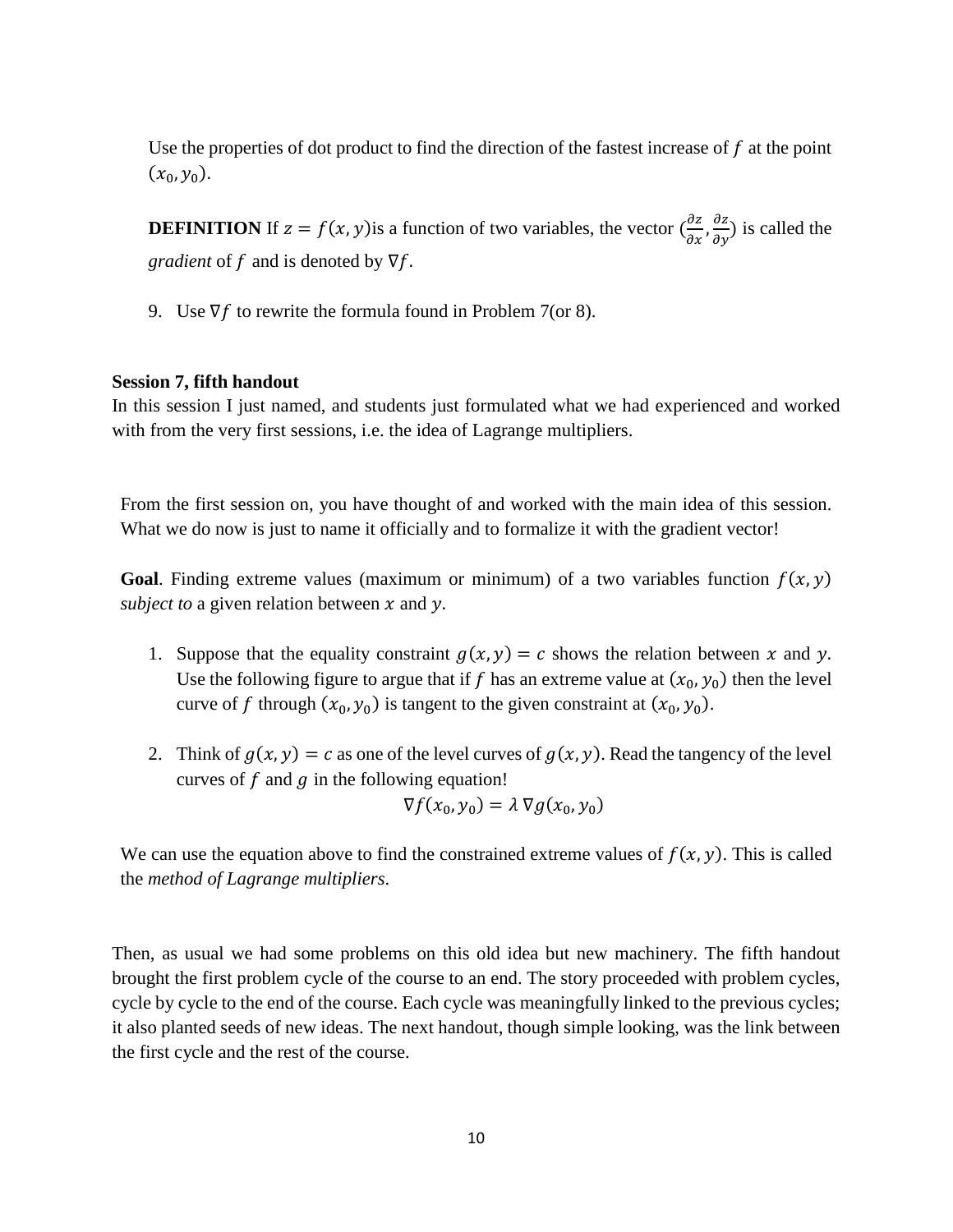Use the properties of dot product to find the direction of the fastest increase of $f$ at the point $(x_0, y_0)$.

**DEFINITION** If $z = f(x, y)$is a function of two variables, the vector $(\frac{\partial z}{\partial x}, \frac{\partial z}{\partial y})$ is called the *gradient* of $f$ and is denoted by $\nabla f$.

9. Use $\nabla f$ to rewrite the formula found in Problem 7(or 8).

**Session 7, fifth handout**

In this session I just named, and students just formulated what we had experienced and worked with from the very first sessions, i.e. the idea of Lagrange multipliers.

From the first session on, you have thought of and worked with the main idea of this session. What we do now is just to name it officially and to formalize it with the gradient vector!

**Goal**. Finding extreme values (maximum or minimum) of a two variables function $f(x, y)$ *subject to* a given relation between $x$ and $y$.

1. Suppose that the equality constraint $g(x, y) = c$ shows the relation between $x$ and $y$. Use the following figure to argue that if $f$ has an extreme value at $(x_0, y_0)$ then the level curve of $f$ through $(x_0, y_0)$ is tangent to the given constraint at $(x_0, y_0)$.

2. Think of $g(x, y) = c$ as one of the level curves of $g(x, y)$. Read the tangency of the level curves of $f$ and $g$ in the following equation!

$$\nabla f(x_0, y_0) = \lambda \nabla g(x_0, y_0)$$

We can use the equation above to find the constrained extreme values of $f(x, y)$. This is called the *method of Lagrange multipliers*.

Then, as usual we had some problems on this old idea but new machinery. The fifth handout brought the first problem cycle of the course to an end. The story proceeded with problem cycles, cycle by cycle to the end of the course. Each cycle was meaningfully linked to the previous cycles; it also planted seeds of new ideas. The next handout, though simple looking, was the link between the first cycle and the rest of the course.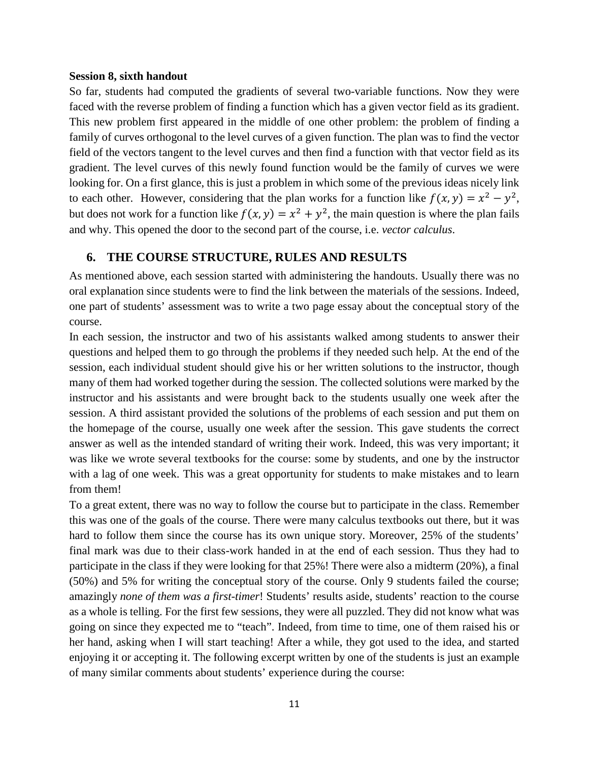**Session 8, sixth handout**

So far, students had computed the gradients of several two-variable functions. Now they were faced with the reverse problem of finding a function which has a given vector field as its gradient. This new problem first appeared in the middle of one other problem: the problem of finding a family of curves orthogonal to the level curves of a given function. The plan was to find the vector field of the vectors tangent to the level curves and then find a function with that vector field as its gradient. The level curves of this newly found function would be the family of curves we were looking for. On a first glance, this is just a problem in which some of the previous ideas nicely link to each other. However, considering that the plan works for a function like $f(x, y) = x^2 - y^2$, but does not work for a function like $f(x, y) = x^2 + y^2$, the main question is where the plan fails and why. This opened the door to the second part of the course, i.e. *vector calculus*.

## 6. THE COURSE STRUCTURE, RULES AND RESULTS

As mentioned above, each session started with administering the handouts. Usually there was no oral explanation since students were to find the link between the materials of the sessions. Indeed, one part of students' assessment was to write a two page essay about the conceptual story of the course.

In each session, the instructor and two of his assistants walked among students to answer their questions and helped them to go through the problems if they needed such help. At the end of the session, each individual student should give his or her written solutions to the instructor, though many of them had worked together during the session. The collected solutions were marked by the instructor and his assistants and were brought back to the students usually one week after the session. A third assistant provided the solutions of the problems of each session and put them on the homepage of the course, usually one week after the session. This gave students the correct answer as well as the intended standard of writing their work. Indeed, this was very important; it was like we wrote several textbooks for the course: some by students, and one by the instructor with a lag of one week. This was a great opportunity for students to make mistakes and to learn from them!

To a great extent, there was no way to follow the course but to participate in the class. Remember this was one of the goals of the course. There were many calculus textbooks out there, but it was hard to follow them since the course has its own unique story. Moreover, 25% of the students' final mark was due to their class-work handed in at the end of each session. Thus they had to participate in the class if they were looking for that 25%! There were also a midterm (20%), a final (50%) and 5% for writing the conceptual story of the course. Only 9 students failed the course; amazingly *none of them was a first-timer*! Students' results aside, students' reaction to the course as a whole is telling. For the first few sessions, they were all puzzled. They did not know what was going on since they expected me to "teach". Indeed, from time to time, one of them raised his or her hand, asking when I will start teaching! After a while, they got used to the idea, and started enjoying it or accepting it. The following excerpt written by one of the students is just an example of many similar comments about students' experience during the course: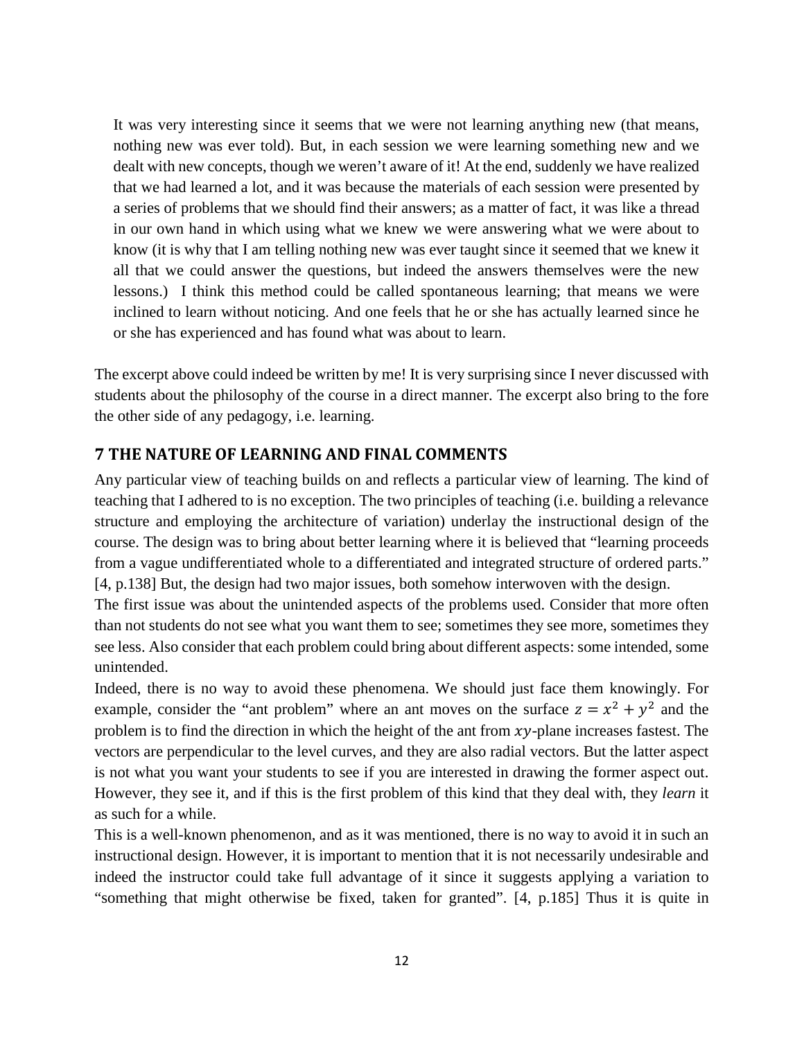> It was very interesting since it seems that we were not learning anything new (that means, nothing new was ever told). But, in each session we were learning something new and we dealt with new concepts, though we weren't aware of it! At the end, suddenly we have realized that we had learned a lot, and it was because the materials of each session were presented by a series of problems that we should find their answers; as a matter of fact, it was like a thread in our own hand in which using what we knew we were answering what we were about to know (it is why that I am telling nothing new was ever taught since it seemed that we knew it all that we could answer the questions, but indeed the answers themselves were the new lessons.) I think this method could be called spontaneous learning; that means we were inclined to learn without noticing. And one feels that he or she has actually learned since he or she has experienced and has found what was about to learn.

The excerpt above could indeed be written by me! It is very surprising since I never discussed with students about the philosophy of the course in a direct manner. The excerpt also bring to the fore the other side of any pedagogy, i.e. learning.

## 7 THE NATURE OF LEARNING AND FINAL COMMENTS

Any particular view of teaching builds on and reflects a particular view of learning. The kind of teaching that I adhered to is no exception. The two principles of teaching (i.e. building a relevance structure and employing the architecture of variation) underlay the instructional design of the course. The design was to bring about better learning where it is believed that "learning proceeds from a vague undifferentiated whole to a differentiated and integrated structure of ordered parts." [4, p.138] But, the design had two major issues, both somehow interwoven with the design.

The first issue was about the unintended aspects of the problems used. Consider that more often than not students do not see what you want them to see; sometimes they see more, sometimes they see less. Also consider that each problem could bring about different aspects: some intended, some unintended.

Indeed, there is no way to avoid these phenomena. We should just face them knowingly. For example, consider the "ant problem" where an ant moves on the surface $z = x^2 + y^2$ and the problem is to find the direction in which the height of the ant from $xy$-plane increases fastest. The vectors are perpendicular to the level curves, and they are also radial vectors. But the latter aspect is not what you want your students to see if you are interested in drawing the former aspect out. However, they see it, and if this is the first problem of this kind that they deal with, they *learn* it as such for a while.

This is a well-known phenomenon, and as it was mentioned, there is no way to avoid it in such an instructional design. However, it is important to mention that it is not necessarily undesirable and indeed the instructor could take full advantage of it since it suggests applying a variation to "something that might otherwise be fixed, taken for granted". [4, p.185] Thus it is quite in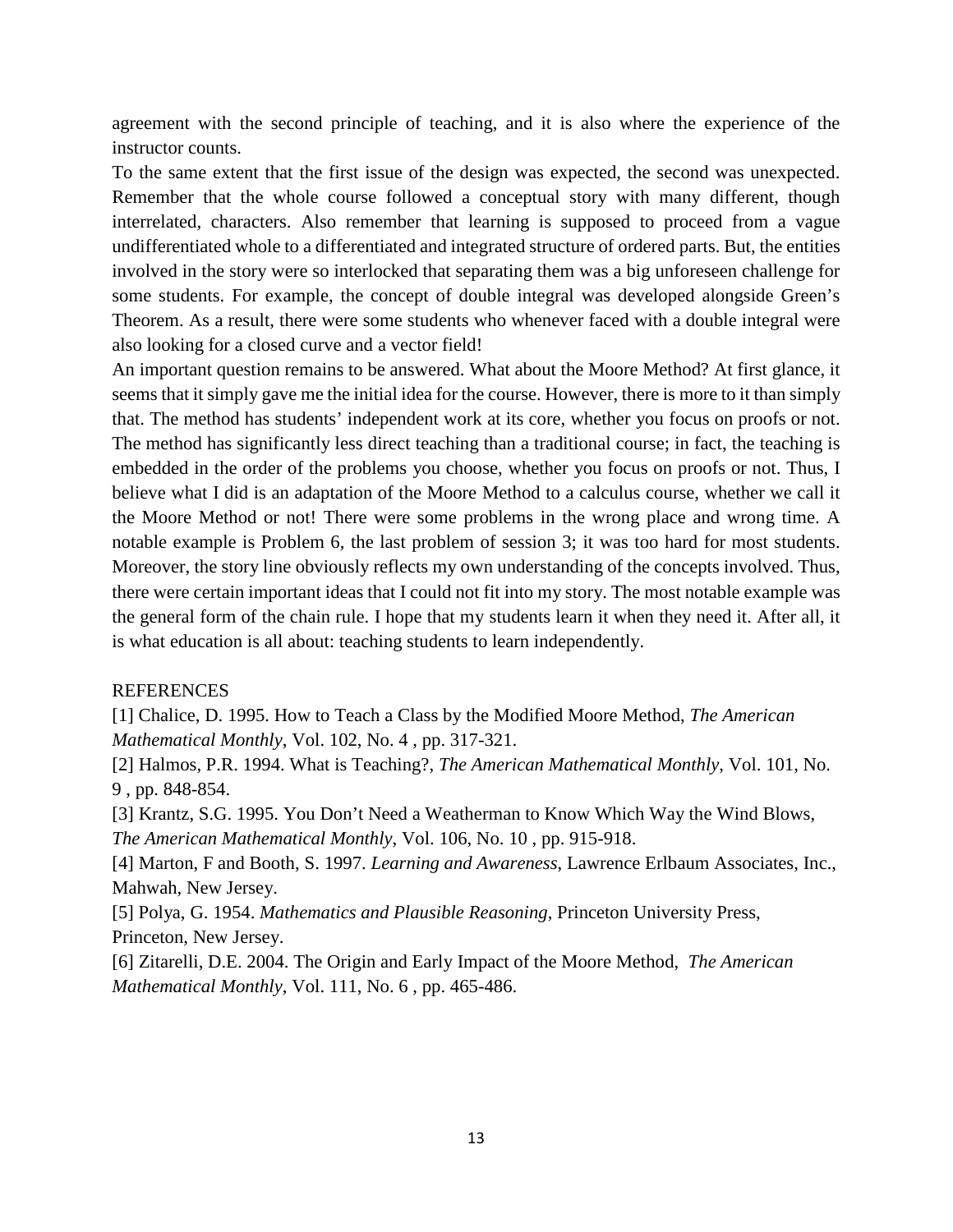agreement with the second principle of teaching, and it is also where the experience of the instructor counts.

To the same extent that the first issue of the design was expected, the second was unexpected. Remember that the whole course followed a conceptual story with many different, though interrelated, characters. Also remember that learning is supposed to proceed from a vague undifferentiated whole to a differentiated and integrated structure of ordered parts. But, the entities involved in the story were so interlocked that separating them was a big unforeseen challenge for some students. For example, the concept of double integral was developed alongside Green's Theorem. As a result, there were some students who whenever faced with a double integral were also looking for a closed curve and a vector field!

An important question remains to be answered. What about the Moore Method? At first glance, it seems that it simply gave me the initial idea for the course. However, there is more to it than simply that. The method has students' independent work at its core, whether you focus on proofs or not. The method has significantly less direct teaching than a traditional course; in fact, the teaching is embedded in the order of the problems you choose, whether you focus on proofs or not. Thus, I believe what I did is an adaptation of the Moore Method to a calculus course, whether we call it the Moore Method or not! There were some problems in the wrong place and wrong time. A notable example is Problem 6, the last problem of session 3; it was too hard for most students. Moreover, the story line obviously reflects my own understanding of the concepts involved. Thus, there were certain important ideas that I could not fit into my story. The most notable example was the general form of the chain rule. I hope that my students learn it when they need it. After all, it is what education is all about: teaching students to learn independently.

## REFERENCES

[1] Chalice, D. 1995. How to Teach a Class by the Modified Moore Method, *The American Mathematical Monthly*, Vol. 102, No. 4 , pp. 317-321.

[2] Halmos, P.R. 1994. What is Teaching?, *The American Mathematical Monthly*, Vol. 101, No. 9 , pp. 848-854.

[3] Krantz, S.G. 1995. You Don't Need a Weatherman to Know Which Way the Wind Blows, *The American Mathematical Monthly*, Vol. 106, No. 10 , pp. 915-918.

[4] Marton, F and Booth, S. 1997. *Learning and Awareness*, Lawrence Erlbaum Associates, Inc., Mahwah, New Jersey.

[5] Polya, G. 1954. *Mathematics and Plausible Reasoning*, Princeton University Press, Princeton, New Jersey.

[6] Zitarelli, D.E. 2004. The Origin and Early Impact of the Moore Method, *The American Mathematical Monthly*, Vol. 111, No. 6 , pp. 465-486.